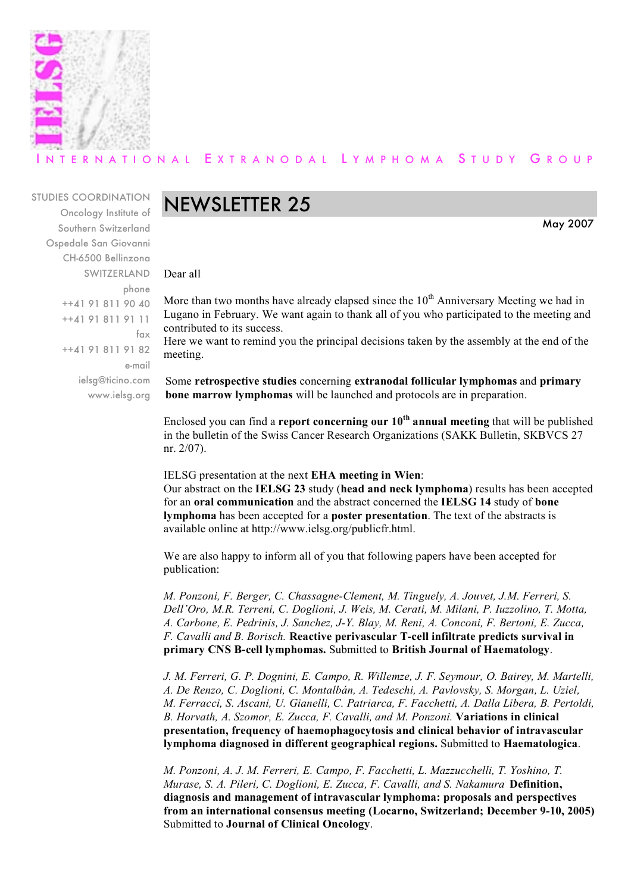IELSG

INTERNATIONAL EXTRANODAL LYMPHOMA STUDY GROUP

STUDIES COORDINATION
Oncology Institute of
Southern Switzerland
Ospedale San Giovanni
CH-6500 Bellinzona
SWITZERLAND
phone
++41 91 811 90 40
++41 91 811 91 11
fax
++41 91 811 91 82
e-mail
ielsg@ticino.com
www.ielsg.org

# NEWSLETTER 25

May 2007

Dear all

More than two months have already elapsed since the 10th Anniversary Meeting we had in Lugano in February. We want again to thank all of you who participated to the meeting and contributed to its success.
Here we want to remind you the principal decisions taken by the assembly at the end of the meeting.

Some **retrospective studies** concerning **extranodal follicular lymphomas** and **primary bone marrow lymphomas** will be launched and protocols are in preparation.

Enclosed you can find a **report concerning our 10th annual meeting** that will be published in the bulletin of the Swiss Cancer Research Organizations (SAKK Bulletin, SKBVCS 27 nr. 2/07).

IELSG presentation at the next **EHA meeting in Wien**:
Our abstract on the **IELSG 23** study (**head and neck lymphoma**) results has been accepted for an **oral communication** and the abstract concerned the **IELSG 14** study of **bone lymphoma** has been accepted for a **poster presentation**. The text of the abstracts is available online at http://www.ielsg.org/publicfr.html.

We are also happy to inform all of you that following papers have been accepted for publication:

*M. Ponzoni, F. Berger, C. Chassagne-Clement, M. Tinguely, A. Jouvet, J.M. Ferreri, S. Dell'Oro, M.R. Terreni, C. Doglioni, J. Weis, M. Cerati, M. Milani, P. Iuzzolino, T. Motta, A. Carbone, E. Pedrinis, J. Sanchez, J-Y. Blay, M. Reni, A. Conconi, F. Bertoni, E. Zucca, F. Cavalli and B. Borisch.* **Reactive perivascular T-cell infiltrate predicts survival in primary CNS B-cell lymphomas.** Submitted to **British Journal of Haematology**.

*J. M. Ferreri, G. P. Dognini, E. Campo, R. Willemze, J. F. Seymour, O. Bairey, M. Martelli, A. De Renzo, C. Doglioni, C. Montalbán, A. Tedeschi, A. Pavlovsky, S. Morgan, L. Uziel, M. Ferracci, S. Ascani, U. Gianelli, C. Patriarca, F. Facchetti, A. Dalla Libera, B. Pertoldi, B. Horvath, A. Szomor, E. Zucca, F. Cavalli, and M. Ponzoni.* **Variations in clinical presentation, frequency of haemophagocytosis and clinical behavior of intravascular lymphoma diagnosed in different geographical regions.** Submitted to **Haematologica**.

*M. Ponzoni, A. J. M. Ferreri, E. Campo, F. Facchetti, L. Mazzucchelli, T. Yoshino, T. Murase, S. A. Pileri, C. Doglioni, E. Zucca, F. Cavalli, and S. Nakamura* **Definition, diagnosis and management of intravascular lymphoma: proposals and perspectives from an international consensus meeting (Locarno, Switzerland; December 9-10, 2005)** Submitted to **Journal of Clinical Oncology**.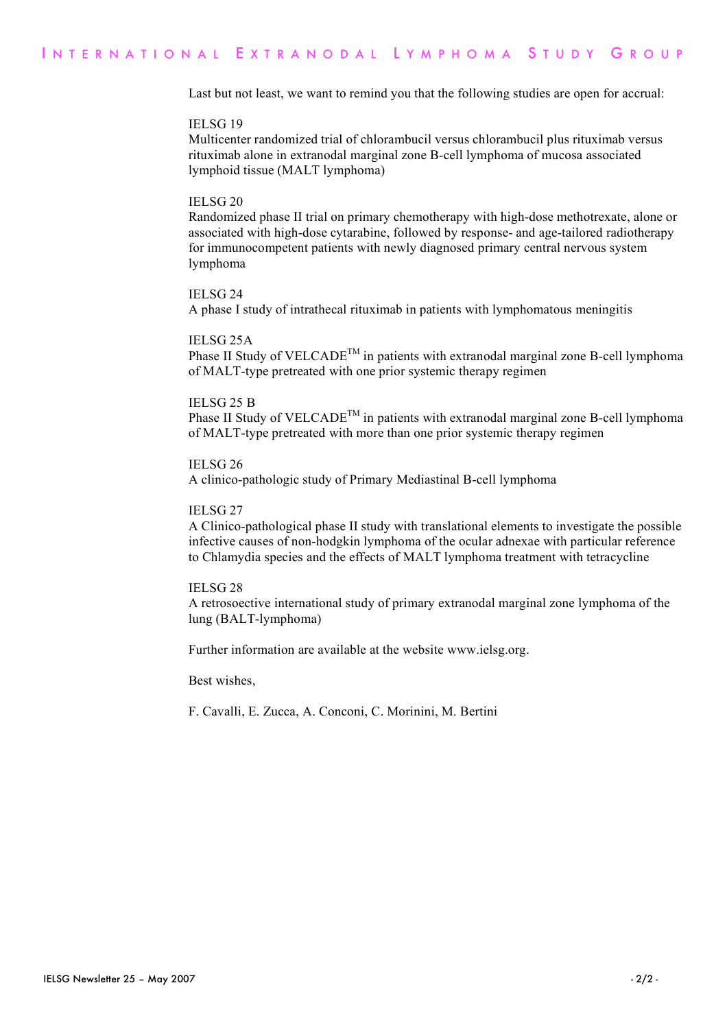Last but not least, we want to remind you that the following studies are open for accrual:

IELSG 19
Multicenter randomized trial of chlorambucil versus chlorambucil plus rituximab versus rituximab alone in extranodal marginal zone B-cell lymphoma of mucosa associated lymphoid tissue (MALT lymphoma)

IELSG 20
Randomized phase II trial on primary chemotherapy with high-dose methotrexate, alone or associated with high-dose cytarabine, followed by response- and age-tailored radiotherapy for immunocompetent patients with newly diagnosed primary central nervous system lymphoma

IELSG 24
A phase I study of intrathecal rituximab in patients with lymphomatous meningitis

IELSG 25A
Phase II Study of VELCADE™ in patients with extranodal marginal zone B-cell lymphoma of MALT-type pretreated with one prior systemic therapy regimen

IELSG 25 B
Phase II Study of VELCADE™ in patients with extranodal marginal zone B-cell lymphoma of MALT-type pretreated with more than one prior systemic therapy regimen

IELSG 26
A clinico-pathologic study of Primary Mediastinal B-cell lymphoma

IELSG 27
A Clinico-pathological phase II study with translational elements to investigate the possible infective causes of non-hodgkin lymphoma of the ocular adnexae with particular reference to Chlamydia species and the effects of MALT lymphoma treatment with tetracycline

IELSG 28
A retrosoective international study of primary extranodal marginal zone lymphoma of the lung (BALT-lymphoma)

Further information are available at the website www.ielsg.org.

Best wishes,

F. Cavalli, E. Zucca, A. Conconi, C. Morinini, M. Bertini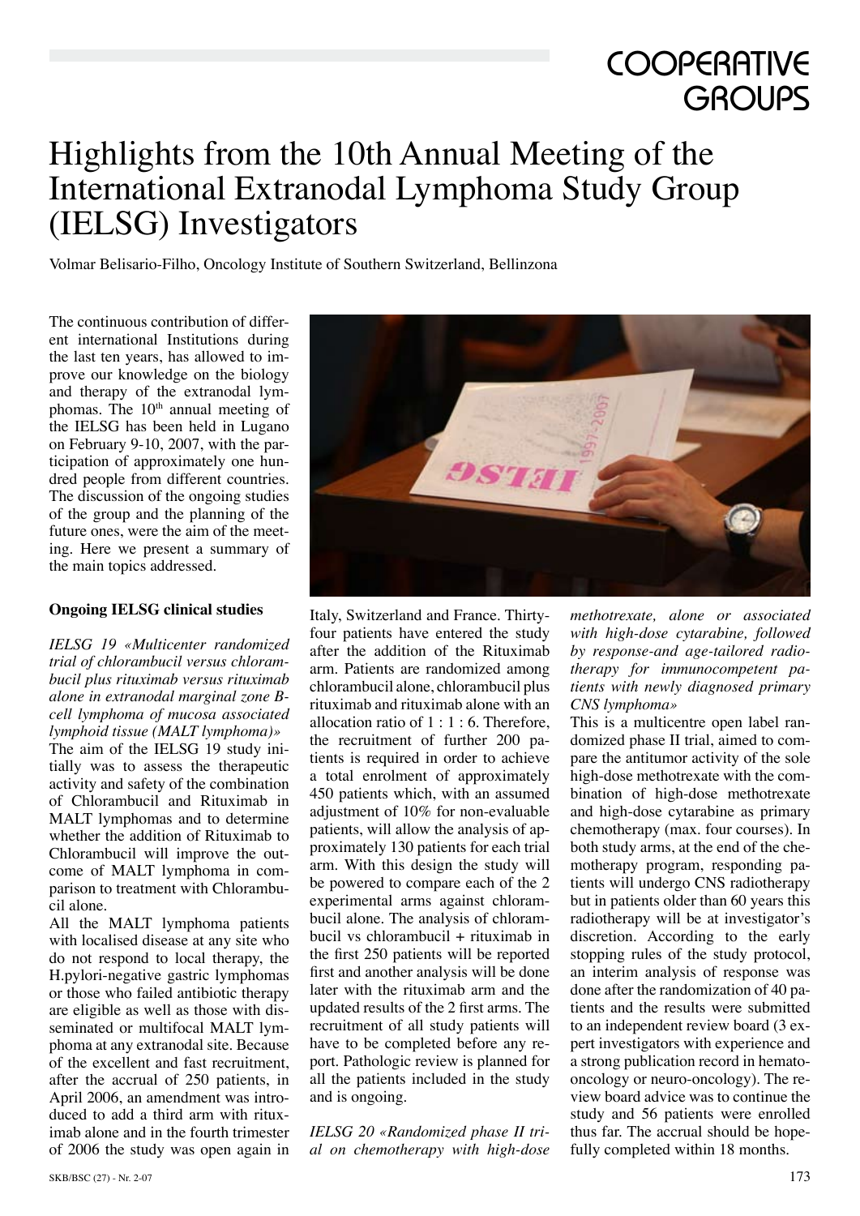# COOPERATIVE GROUPS

# Highlights from the 10th Annual Meeting of the International Extranodal Lymphoma Study Group (IELSG) Investigators

Volmar Belisario-Filho, Oncology Institute of Southern Switzerland, Bellinzona

The continuous contribution of different international Institutions during the last ten years, has allowed to improve our knowledge on the biology and therapy of the extranodal lymphomas. The 10th annual meeting of the IELSG has been held in Lugano on February 9-10, 2007, with the participation of approximately one hundred people from different countries. The discussion of the ongoing studies of the group and the planning of the future ones, were the aim of the meeting. Here we present a summary of the main topics addressed.

### Ongoing IELSG clinical studies

*IELSG 19 «Multicenter randomized trial of chlorambucil versus chlorambucil plus rituximab versus rituximab alone in extranodal marginal zone B-cell lymphoma of mucosa associated lymphoid tissue (MALT lymphoma)»*

The aim of the IELSG 19 study initially was to assess the therapeutic activity and safety of the combination of Chlorambucil and Rituximab in MALT lymphomas and to determine whether the addition of Rituximab to Chlorambucil will improve the outcome of MALT lymphoma in comparison to treatment with Chlorambucil alone.

All the MALT lymphoma patients with localised disease at any site who do not respond to local therapy, the H.pylori-negative gastric lymphomas or those who failed antibiotic therapy are eligible as well as those with disseminated or multifocal MALT lymphoma at any extranodal site. Because of the excellent and fast recruitment, after the accrual of 250 patients, in April 2006, an amendment was introduced to add a third arm with rituximab alone and in the fourth trimester of 2006 the study was open again in Italy, Switzerland and France. Thirty-four patients have entered the study after the addition of the Rituximab arm. Patients are randomized among chlorambucil alone, chlorambucil plus rituximab and rituximab alone with an allocation ratio of 1 : 1 : 6. Therefore, the recruitment of further 200 patients is required in order to achieve a total enrolment of approximately 450 patients which, with an assumed adjustment of 10% for non-evaluable patients, will allow the analysis of approximately 130 patients for each trial arm. With this design the study will be powered to compare each of the 2 experimental arms against chlorambucil alone. The analysis of chlorambucil vs chlorambucil + rituximab in the first 250 patients will be reported first and another analysis will be done later with the rituximab arm and the updated results of the 2 first arms. The recruitment of all study patients will have to be completed before any report. Pathologic review is planned for all the patients included in the study and is ongoing.

*IELSG 20 «Randomized phase II trial on chemotherapy with high-dose methotrexate, alone or associated with high-dose cytarabine, followed by response-and age-tailored radiotherapy for immunocompetent patients with newly diagnosed primary CNS lymphoma»*

This is a multicentre open label randomized phase II trial, aimed to compare the antitumor activity of the sole high-dose methotrexate with the combination of high-dose methotrexate and high-dose cytarabine as primary chemotherapy (max. four courses). In both study arms, at the end of the chemotherapy program, responding patients will undergo CNS radiotherapy but in patients older than 60 years this radiotherapy will be at investigator's discretion. According to the early stopping rules of the study protocol, an interim analysis of response was done after the randomization of 40 patients and the results were submitted to an independent review board (3 expert investigators with experience and a strong publication record in hemato-oncology or neuro-oncology). The review board advice was to continue the study and 56 patients were enrolled thus far. The accrual should be hopefully completed within 18 months.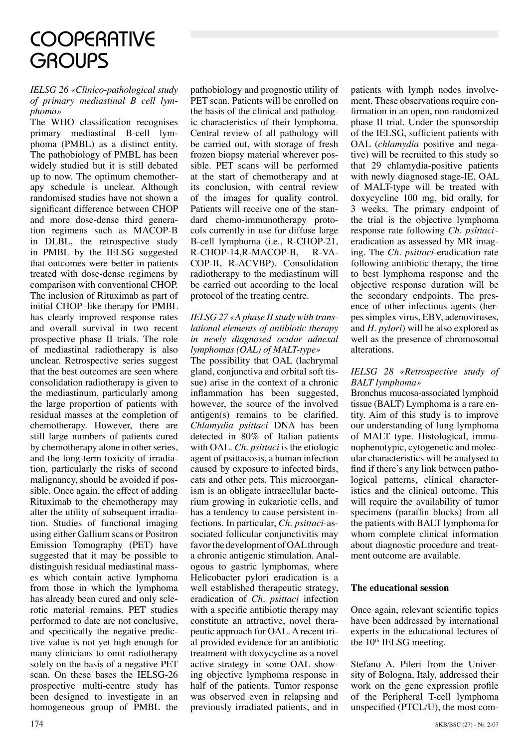# COOPERATIVE GROUPS

*IELSG 26 «Clinico-pathological study of primary mediastinal B cell lymphoma»*

The WHO classification recognises primary mediastinal B-cell lymphoma (PMBL) as a distinct entity. The pathobiology of PMBL has been widely studied but it is still debated up to now. The optimum chemotherapy schedule is unclear. Although randomised studies have not shown a significant difference between CHOP and more dose-dense third generation regimens such as MACOP-B in DLBL, the retrospective study in PMBL by the IELSG suggested that outcomes were better in patients treated with dose-dense regimens by comparison with conventional CHOP. The inclusion of Rituximab as part of initial CHOP–like therapy for PMBL has clearly improved response rates and overall survival in two recent prospective phase II trials. The role of mediastinal radiotherapy is also unclear. Retrospective series suggest that the best outcomes are seen where consolidation radiotherapy is given to the mediastinum, particularly among the large proportion of patients with residual masses at the completion of chemotherapy. However, there are still large numbers of patients cured by chemotherapy alone in other series, and the long-term toxicity of irradiation, particularly the risks of second malignancy, should be avoided if possible. Once again, the effect of adding Rituximab to the chemotherapy may alter the utility of subsequent irradiation. Studies of functional imaging using either Gallium scans or Positron Emission Tomography (PET) have suggested that it may be possible to distinguish residual mediastinal masses which contain active lymphoma from those in which the lymphoma has already been cured and only sclerotic material remains. PET studies performed to date are not conclusive, and specifically the negative predictive value is not yet high enough for many clinicians to omit radiotherapy solely on the basis of a negative PET scan. On these bases the IELSG-26 prospective multi-centre study has been designed to investigate in an homogeneous group of PMBL the pathobiology and prognostic utility of PET scan. Patients will be enrolled on the basis of the clinical and pathologic characteristics of their lymphoma. Central review of all pathology will be carried out, with storage of fresh frozen biopsy material wherever possible. PET scans will be performed at the start of chemotherapy and at its conclusion, with central review of the images for quality control. Patients will receive one of the standard chemo-immunotherapy protocols currently in use for diffuse large B-cell lymphoma (i.e., R-CHOP-21, R-CHOP-14,R-MACOP-B, R-VACOP-B, R-ACVBP). Consolidation radiotherapy to the mediastinum will be carried out according to the local protocol of the treating centre.

*IELSG 27 «A phase II study with translational elements of antibiotic therapy in newly diagnosed ocular adnexal lymphomas (OAL) of MALT-type»*

The possibility that OAL (lachrymal gland, conjunctiva and orbital soft tissue) arise in the context of a chronic inflammation has been suggested, however, the source of the involved antigen(s) remains to be clarified. *Chlamydia psittaci* DNA has been detected in 80% of Italian patients with OAL. *Ch. psittaci* is the etiologic agent of psittacosis, a human infection caused by exposure to infected birds, cats and other pets. This microorganism is an obligate intracellular bacterium growing in eukariotic cells, and has a tendency to cause persistent infections. In particular, *Ch. psittaci*-associated follicular conjunctivitis may favor the development of OAL through a chronic antigenic stimulation. Analogous to gastric lymphomas, where Helicobacter pylori eradication is a well established therapeutic strategy, eradication of *Ch. psittaci* infection with a specific antibiotic therapy may constitute an attractive, novel therapeutic approach for OAL. A recent trial provided evidence for an antibiotic treatment with doxycycline as a novel active strategy in some OAL showing objective lymphoma response in half of the patients. Tumor response was observed even in relapsing and previously irradiated patients, and in patients with lymph nodes involvement. These observations require confirmation in an open, non-randomized phase II trial. Under the sponsorship of the IELSG, sufficient patients with OAL (*chlamydia* positive and negative) will be recruited to this study so that 29 chlamydia-positive patients with newly diagnosed stage-IE, OAL of MALT-type will be treated with doxycycline 100 mg, bid orally, for 3 weeks. The primary endpoint of the trial is the objective lymphoma response rate following *Ch. psittaci*-eradication as assessed by MR imaging. The *Ch. psittaci*-eradication rate following antibiotic therapy, the time to best lymphoma response and the objective response duration will be the secondary endpoints. The presence of other infectious agents (herpes simplex virus, EBV, adenoviruses, and *H. pylori*) will be also explored as well as the presence of chromosomal alterations.

*IELSG 28 «Retrospective study of BALT lymphoma»*

Bronchus mucosa-associated lymphoid tissue (BALT) Lymphoma is a rare entity. Aim of this study is to improve our understanding of lung lymphoma of MALT type. Histological, immunophenotypic, cytogenetic and molecular characteristics will be analysed to find if there's any link between pathological patterns, clinical characteristics and the clinical outcome. This will require the availability of tumor specimens (paraffin blocks) from all the patients with BALT lymphoma for whom complete clinical information about diagnostic procedure and treatment outcome are available.

**The educational session**

Once again, relevant scientific topics have been addressed by international experts in the educational lectures of the 10th IELSG meeting.

Stefano A. Pileri from the University of Bologna, Italy, addressed their work on the gene expression profile of the Peripheral T-cell lymphoma unspecified (PTCL/U), the most com-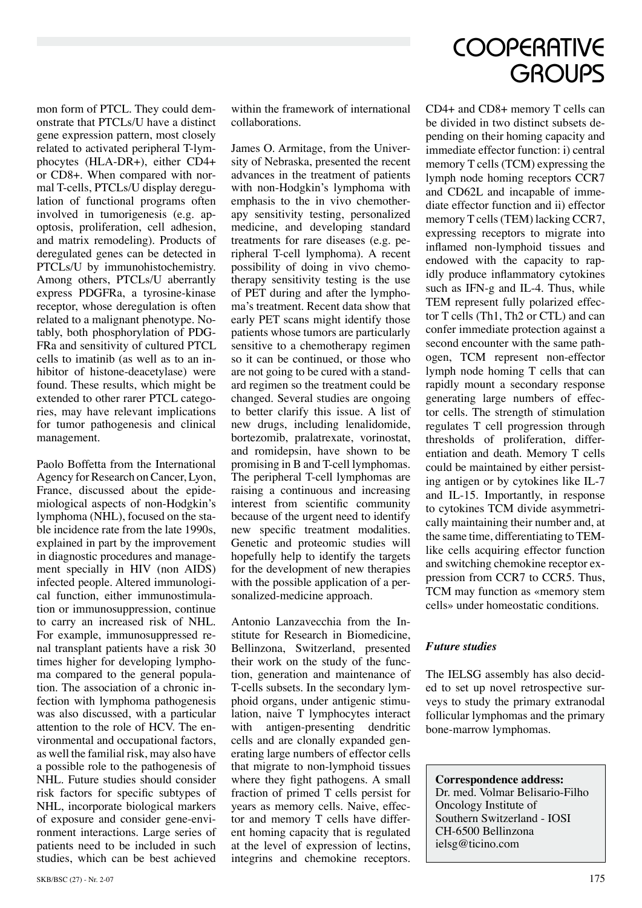mon form of PTCL. They could demonstrate that PTCLs/U have a distinct gene expression pattern, most closely related to activated peripheral T-lymphocytes (HLA-DR+), either CD4+ or CD8+. When compared with normal T-cells, PTCLs/U display deregulation of functional programs often involved in tumorigenesis (e.g. apoptosis, proliferation, cell adhesion, and matrix remodeling). Products of deregulated genes can be detected in PTCLs/U by immunohistochemistry. Among others, PTCLs/U aberrantly express PDGFRa, a tyrosine-kinase receptor, whose deregulation is often related to a malignant phenotype. Notably, both phosphorylation of PDGFRa and sensitivity of cultured PTCL cells to imatinib (as well as to an inhibitor of histone-deacetylase) were found. These results, which might be extended to other rarer PTCL categories, may have relevant implications for tumor pathogenesis and clinical management.

Paolo Boffetta from the International Agency for Research on Cancer, Lyon, France, discussed about the epidemiological aspects of non-Hodgkin's lymphoma (NHL), focused on the stable incidence rate from the late 1990s, explained in part by the improvement in diagnostic procedures and management specially in HIV (non AIDS) infected people. Altered immunological function, either immunostimulation or immunosuppression, continue to carry an increased risk of NHL. For example, immunosuppressed renal transplant patients have a risk 30 times higher for developing lymphoma compared to the general population. The association of a chronic infection with lymphoma pathogenesis was also discussed, with a particular attention to the role of HCV. The environmental and occupational factors, as well the familial risk, may also have a possible role to the pathogenesis of NHL. Future studies should consider risk factors for specific subtypes of NHL, incorporate biological markers of exposure and consider gene-environment interactions. Large series of patients need to be included in such studies, which can be best achieved within the framework of international collaborations.

James O. Armitage, from the University of Nebraska, presented the recent advances in the treatment of patients with non-Hodgkin's lymphoma with emphasis to the in vivo chemotherapy sensitivity testing, personalized medicine, and developing standard treatments for rare diseases (e.g. peripheral T-cell lymphoma). A recent possibility of doing in vivo chemotherapy sensitivity testing is the use of PET during and after the lymphoma's treatment. Recent data show that early PET scans might identify those patients whose tumors are particularly sensitive to a chemotherapy regimen so it can be continued, or those who are not going to be cured with a standard regimen so the treatment could be changed. Several studies are ongoing to better clarify this issue. A list of new drugs, including lenalidomide, bortezomib, pralatrexate, vorinostat, and romidepsin, have shown to be promising in B and T-cell lymphomas. The peripheral T-cell lymphomas are raising a continuous and increasing interest from scientific community because of the urgent need to identify new specific treatment modalities. Genetic and proteomic studies will hopefully help to identify the targets for the development of new therapies with the possible application of a personalized-medicine approach.

Antonio Lanzavecchia from the Institute for Research in Biomedicine, Bellinzona, Switzerland, presented their work on the study of the function, generation and maintenance of T-cells subsets. In the secondary lymphoid organs, under antigenic stimulation, naive T lymphocytes interact with antigen-presenting dendritic cells and are clonally expanded generating large numbers of effector cells that migrate to non-lymphoid tissues where they fight pathogens. A small fraction of primed T cells persist for years as memory cells. Naive, effector and memory T cells have different homing capacity that is regulated at the level of expression of lectins, integrins and chemokine receptors. CD4+ and CD8+ memory T cells can be divided in two distinct subsets depending on their homing capacity and immediate effector function: i) central memory T cells (TCM) expressing the lymph node homing receptors CCR7 and CD62L and incapable of immediate effector function and ii) effector memory T cells (TEM) lacking CCR7, expressing receptors to migrate into inflamed non-lymphoid tissues and endowed with the capacity to rapidly produce inflammatory cytokines such as IFN-g and IL-4. Thus, while TEM represent fully polarized effector T cells (Th1, Th2 or CTL) and can confer immediate protection against a second encounter with the same pathogen, TCM represent non-effector lymph node homing T cells that can rapidly mount a secondary response generating large numbers of effector cells. The strength of stimulation regulates T cell progression through thresholds of proliferation, differentiation and death. Memory T cells could be maintained by either persisting antigen or by cytokines like IL-7 and IL-15. Importantly, in response to cytokines TCM divide asymmetrically maintaining their number and, at the same time, differentiating to TEM-like cells acquiring effector function and switching chemokine receptor expression from CCR7 to CCR5. Thus, TCM may function as «memory stem cells» under homeostatic conditions.

### *Future studies*

The IELSG assembly has also decided to set up novel retrospective surveys to study the primary extranodal follicular lymphomas and the primary bone-marrow lymphomas.

**Correspondence address:**
Dr. med. Volmar Belisario-Filho
Oncology Institute of
Southern Switzerland - IOSI
CH-6500 Bellinzona
ielsg@ticino.com